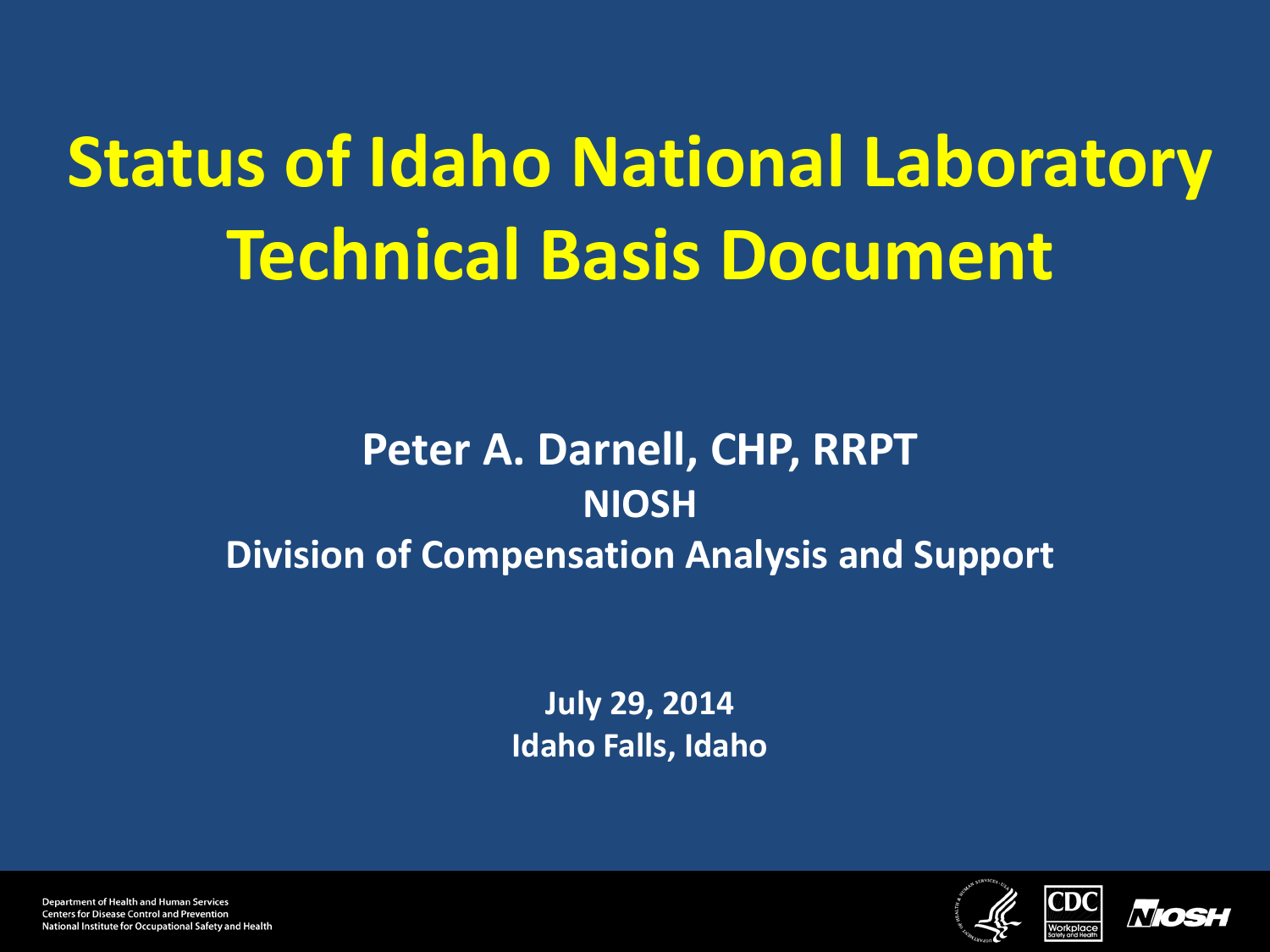# Status of Idaho National Laboratory Technical Basis Document

**Peter A. Darnell, CHP, RRPT**

**NIOSH**

**Division of Compensation Analysis and Support**

**July 29, 2014**

**Idaho Falls, Idaho**

Department of Health and Human Services
Centers for Disease Control and Prevention
National Institute for Occupational Safety and Health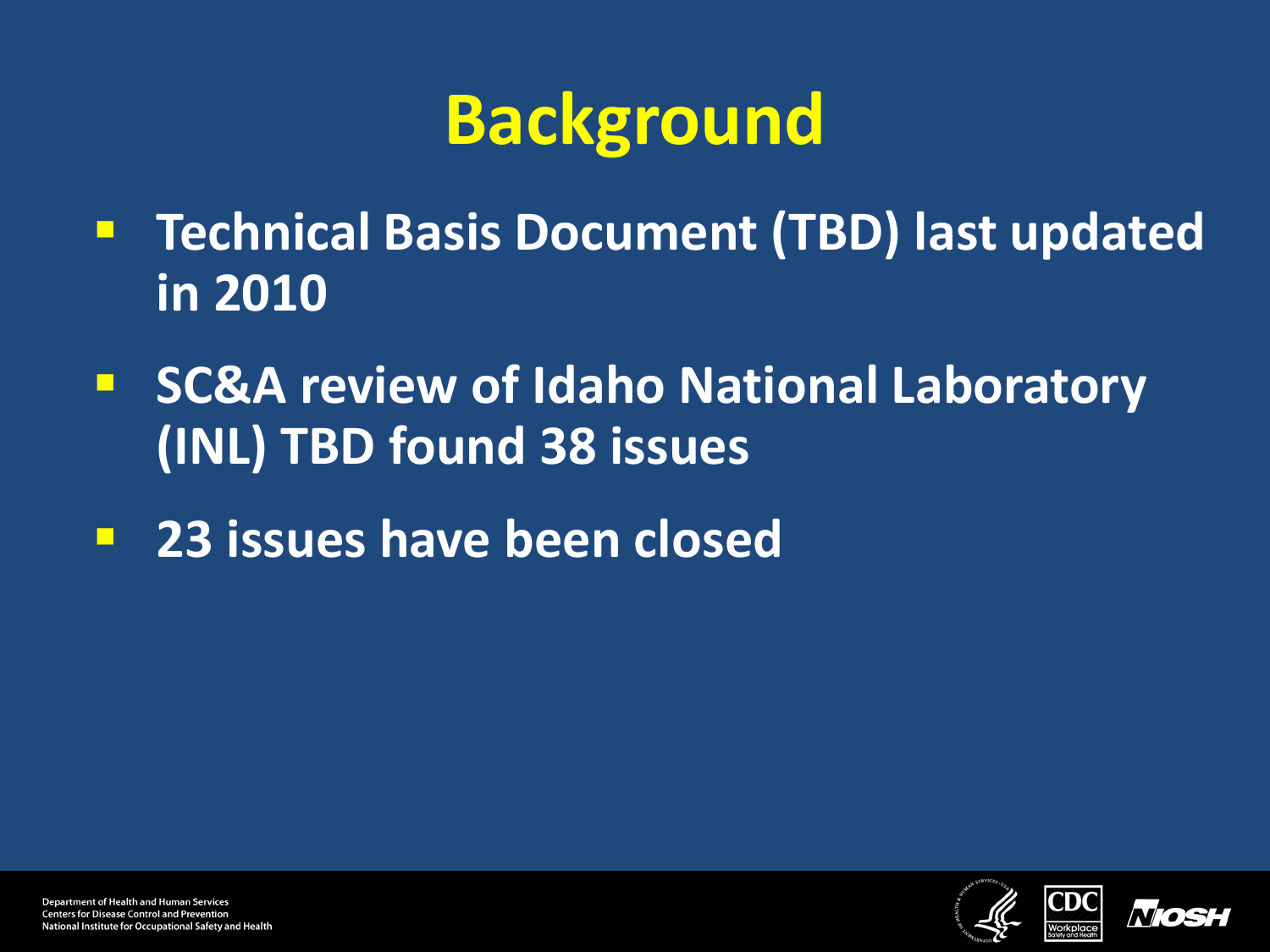# Background

- Technical Basis Document (TBD) last updated in 2010
- SC&A review of Idaho National Laboratory (INL) TBD found 38 issues
- 23 issues have been closed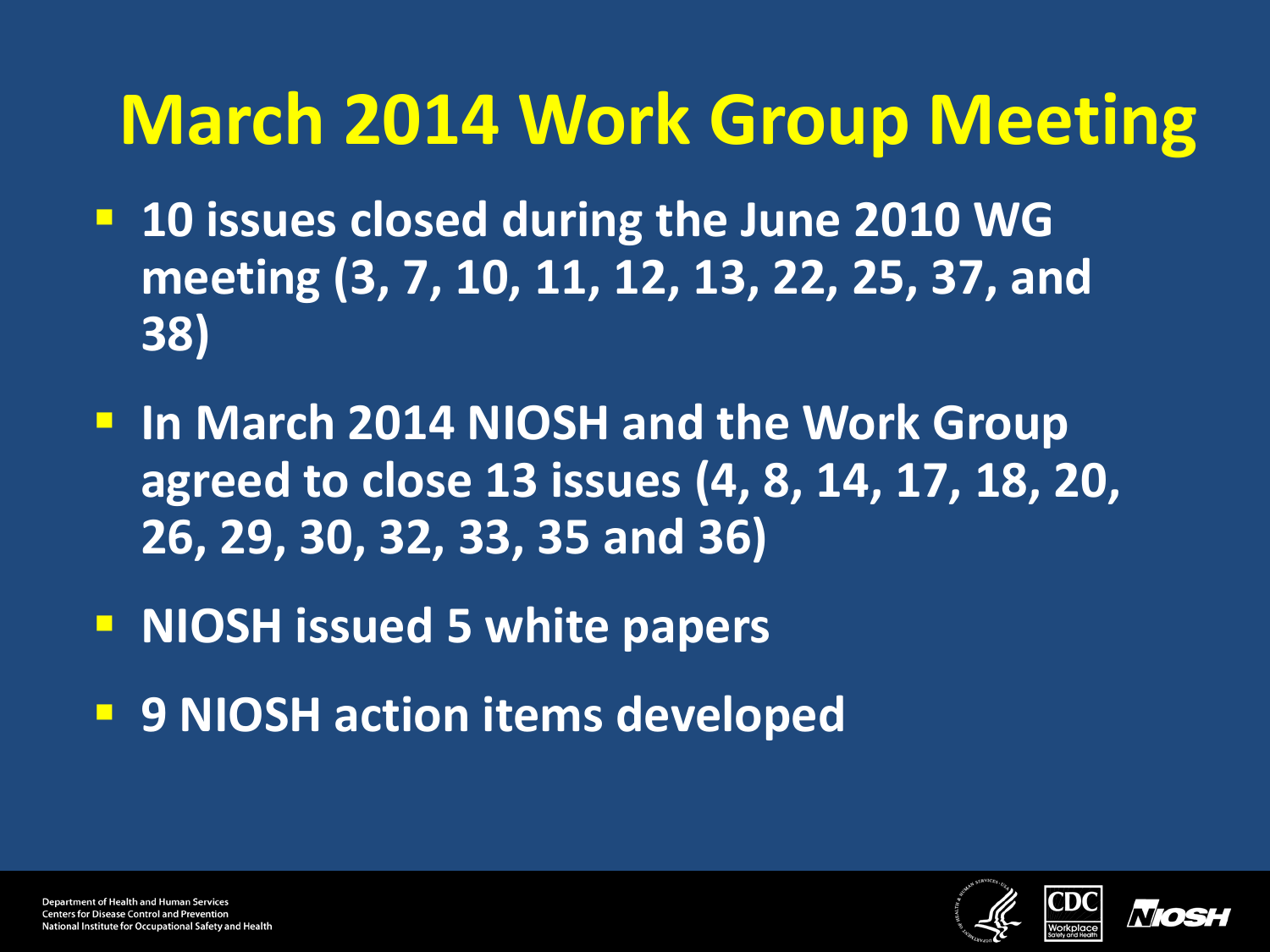# March 2014 Work Group Meeting

- 10 issues closed during the June 2010 WG meeting (3, 7, 10, 11, 12, 13, 22, 25, 37, and 38)
- In March 2014 NIOSH and the Work Group agreed to close 13 issues (4, 8, 14, 17, 18, 20, 26, 29, 30, 32, 33, 35 and 36)
- NIOSH issued 5 white papers
- 9 NIOSH action items developed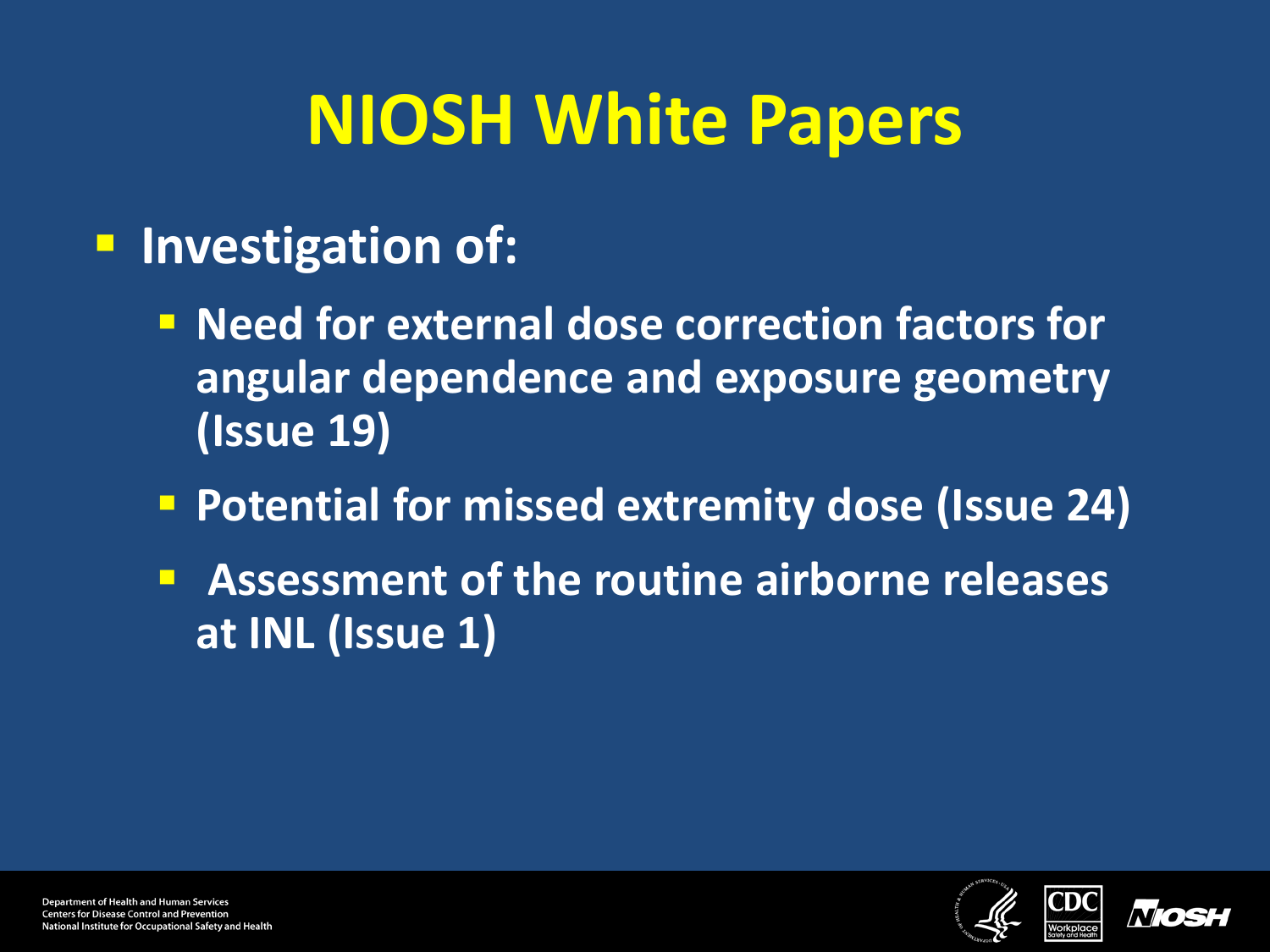# NIOSH White Papers

- Investigation of:
  - Need for external dose correction factors for angular dependence and exposure geometry (Issue 19)
  - Potential for missed extremity dose (Issue 24)
  - Assessment of the routine airborne releases at INL (Issue 1)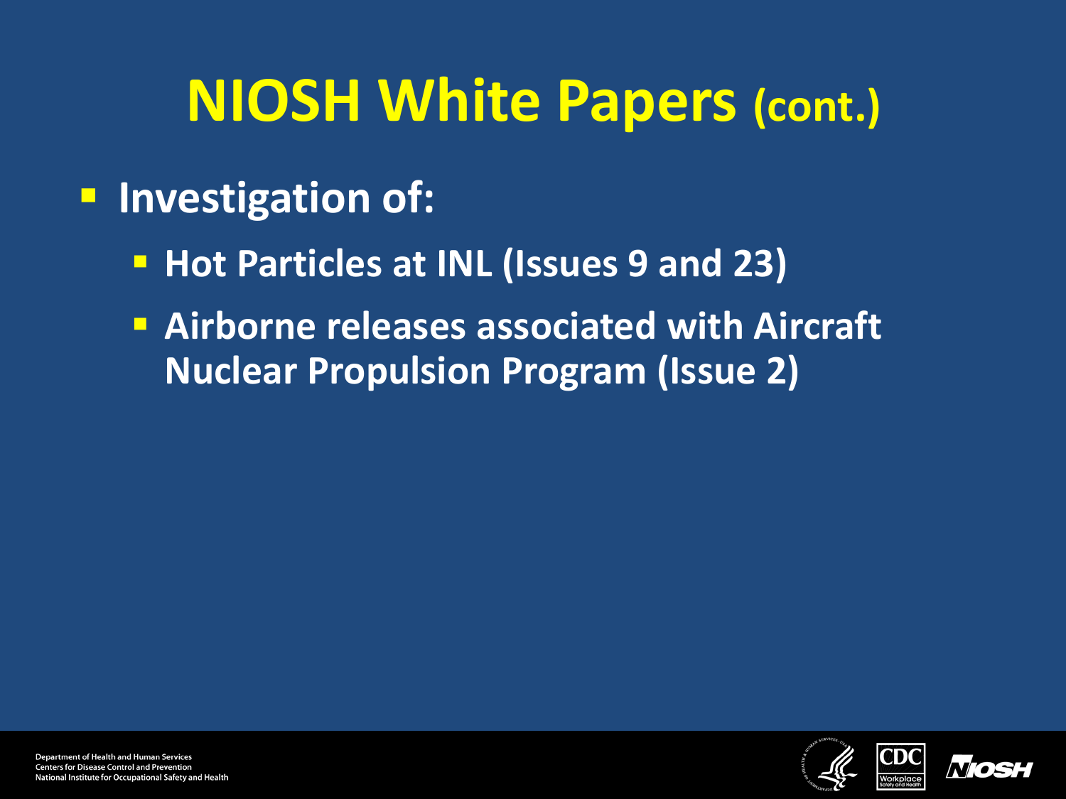# NIOSH White Papers (cont.)

- Investigation of:
  - Hot Particles at INL (Issues 9 and 23)
  - Airborne releases associated with Aircraft Nuclear Propulsion Program (Issue 2)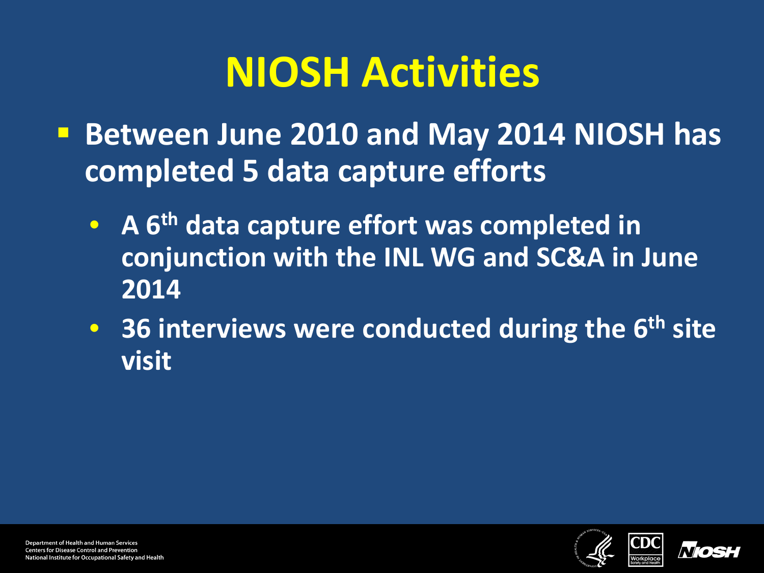# NIOSH Activities

- Between June 2010 and May 2014 NIOSH has completed 5 data capture efforts
  - A 6th data capture effort was completed in conjunction with the INL WG and SC&A in June 2014
  - 36 interviews were conducted during the 6th site visit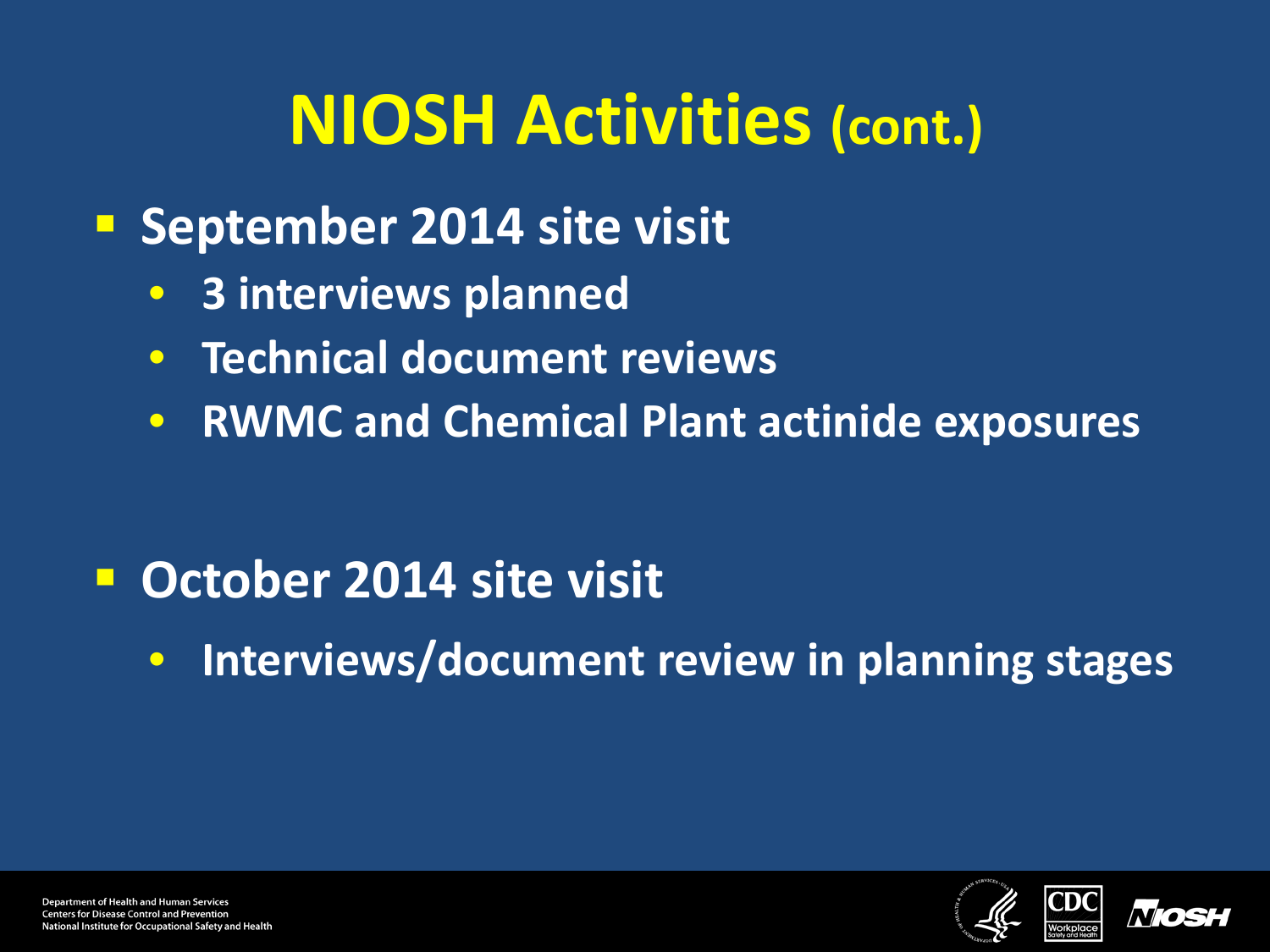# NIOSH Activities (cont.)

- **September 2014 site visit**
  - **3 interviews planned**
  - **Technical document reviews**
  - **RWMC and Chemical Plant actinide exposures**

- **October 2014 site visit**
  - **Interviews/document review in planning stages**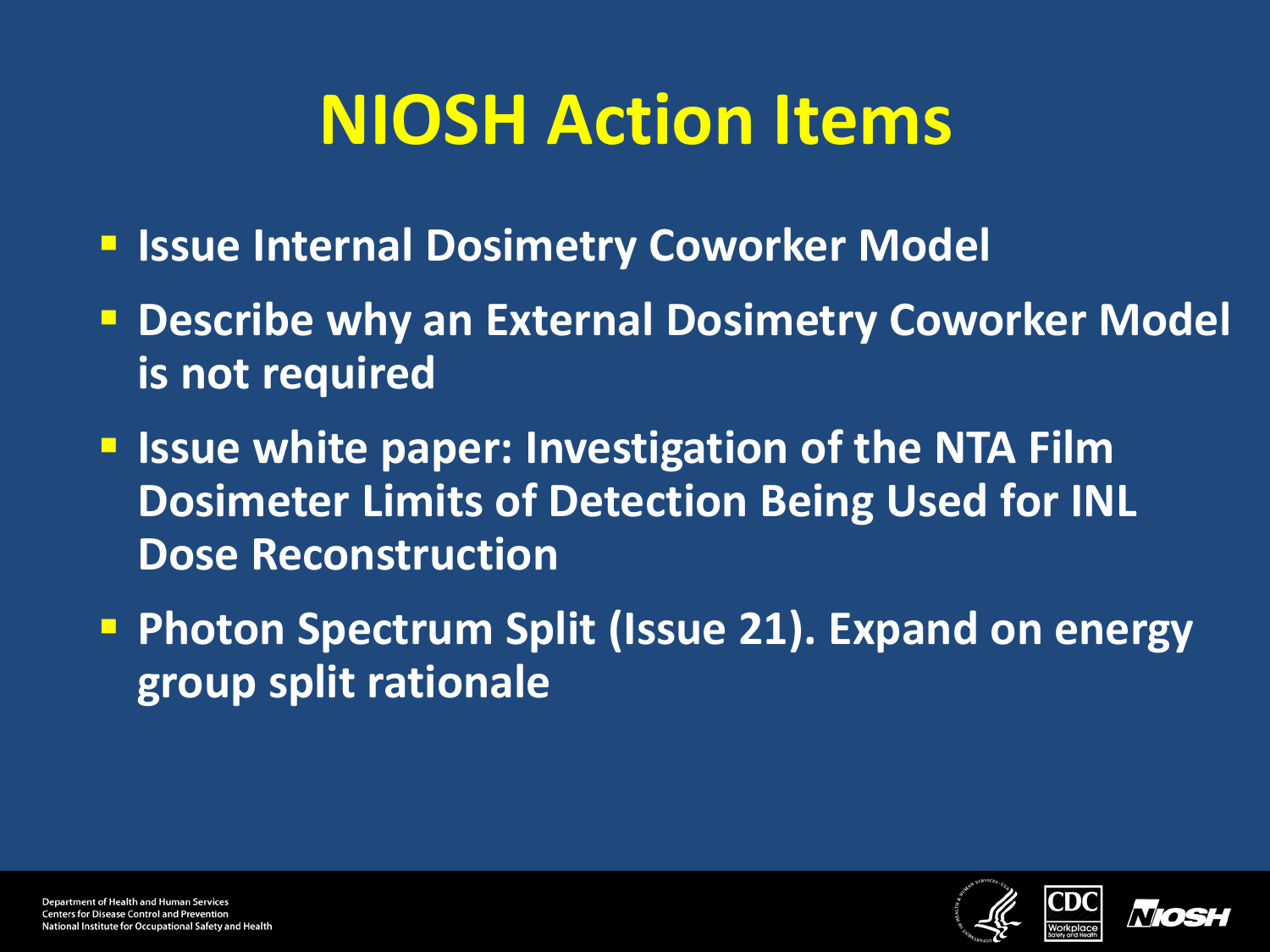# NIOSH Action Items

- Issue Internal Dosimetry Coworker Model
- Describe why an External Dosimetry Coworker Model is not required
- Issue white paper: Investigation of the NTA Film Dosimeter Limits of Detection Being Used for INL Dose Reconstruction
- Photon Spectrum Split (Issue 21). Expand on energy group split rationale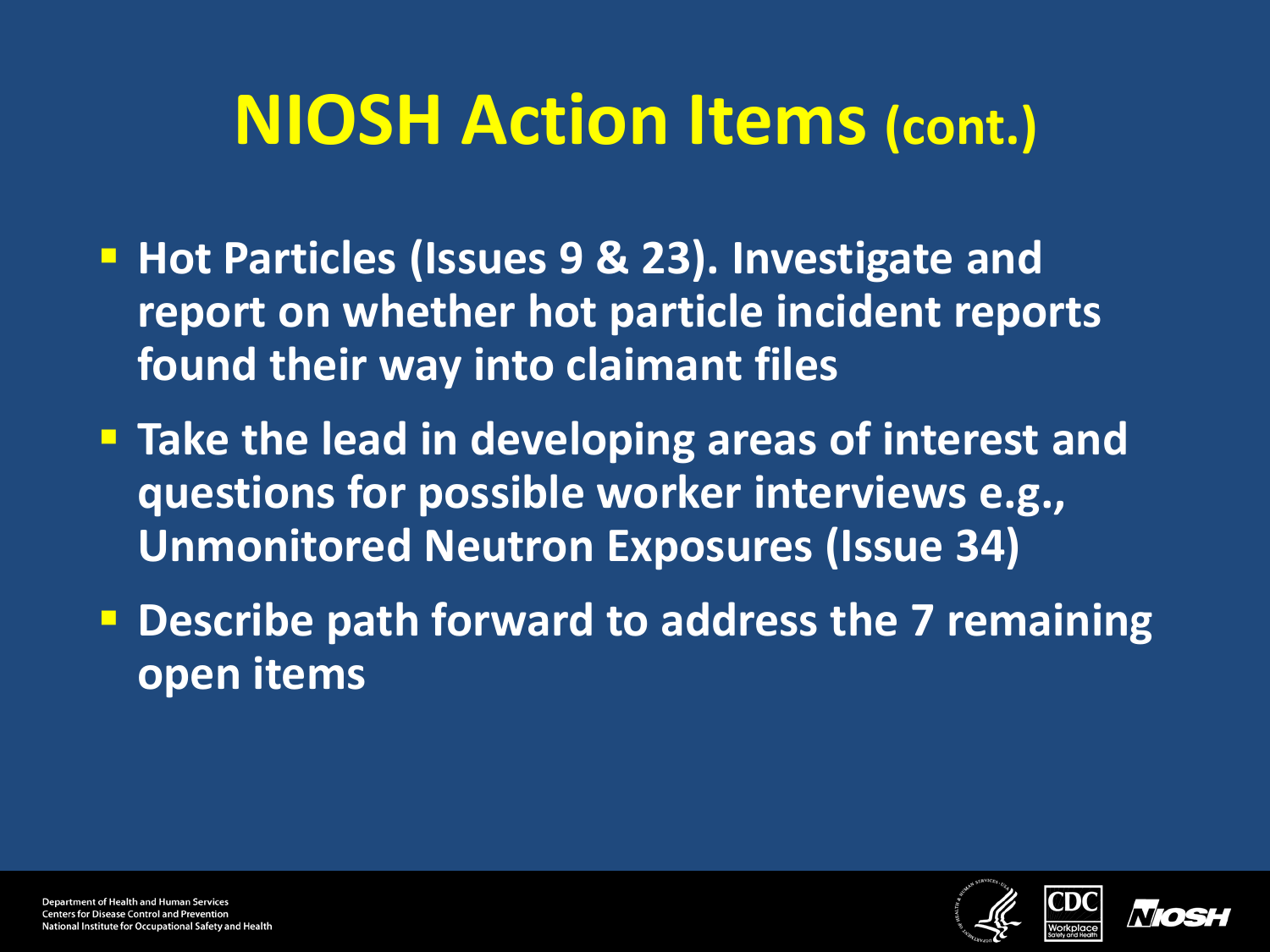# NIOSH Action Items (cont.)

- Hot Particles (Issues 9 & 23). Investigate and report on whether hot particle incident reports found their way into claimant files
- Take the lead in developing areas of interest and questions for possible worker interviews e.g., Unmonitored Neutron Exposures (Issue 34)
- Describe path forward to address the 7 remaining open items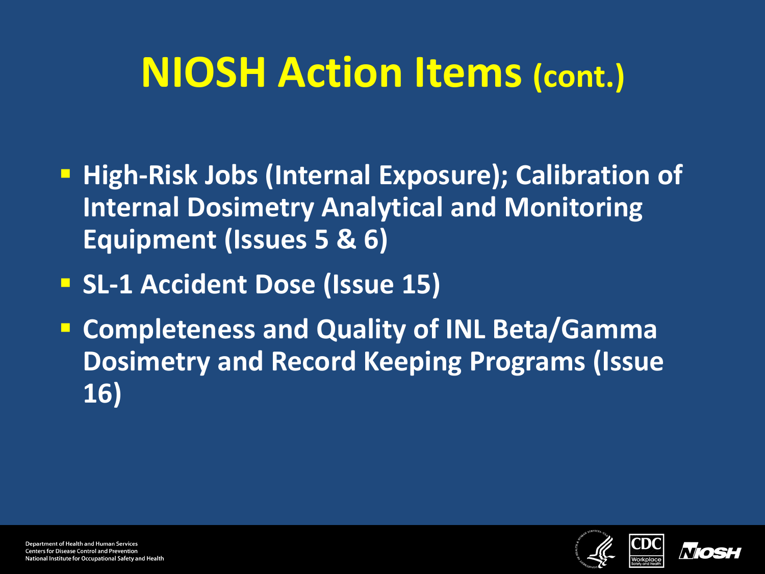# NIOSH Action Items (cont.)

- High-Risk Jobs (Internal Exposure); Calibration of Internal Dosimetry Analytical and Monitoring Equipment (Issues 5 & 6)
- SL-1 Accident Dose (Issue 15)
- Completeness and Quality of INL Beta/Gamma Dosimetry and Record Keeping Programs (Issue 16)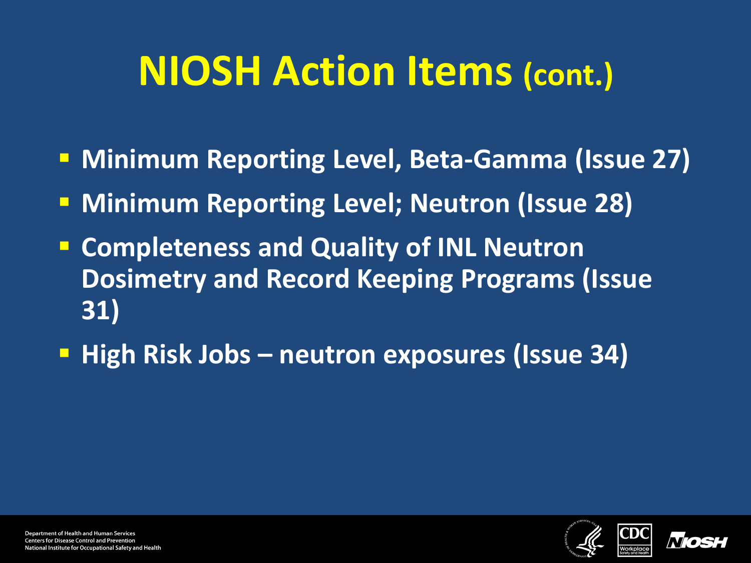# NIOSH Action Items (cont.)

- Minimum Reporting Level, Beta-Gamma (Issue 27)
- Minimum Reporting Level; Neutron (Issue 28)
- Completeness and Quality of INL Neutron Dosimetry and Record Keeping Programs (Issue 31)
- High Risk Jobs – neutron exposures (Issue 34)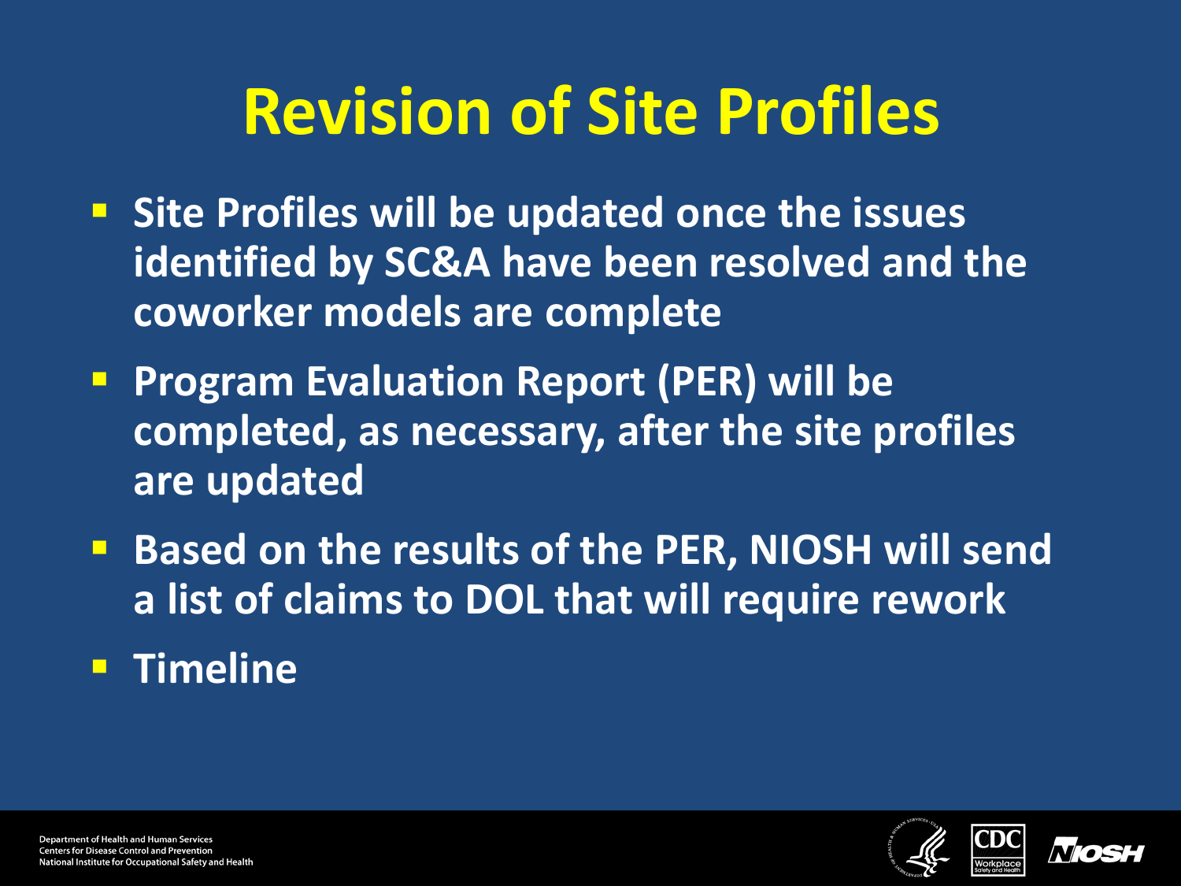# Revision of Site Profiles

- Site Profiles will be updated once the issues identified by SC&A have been resolved and the coworker models are complete
- Program Evaluation Report (PER) will be completed, as necessary, after the site profiles are updated
- Based on the results of the PER, NIOSH will send a list of claims to DOL that will require rework
- Timeline